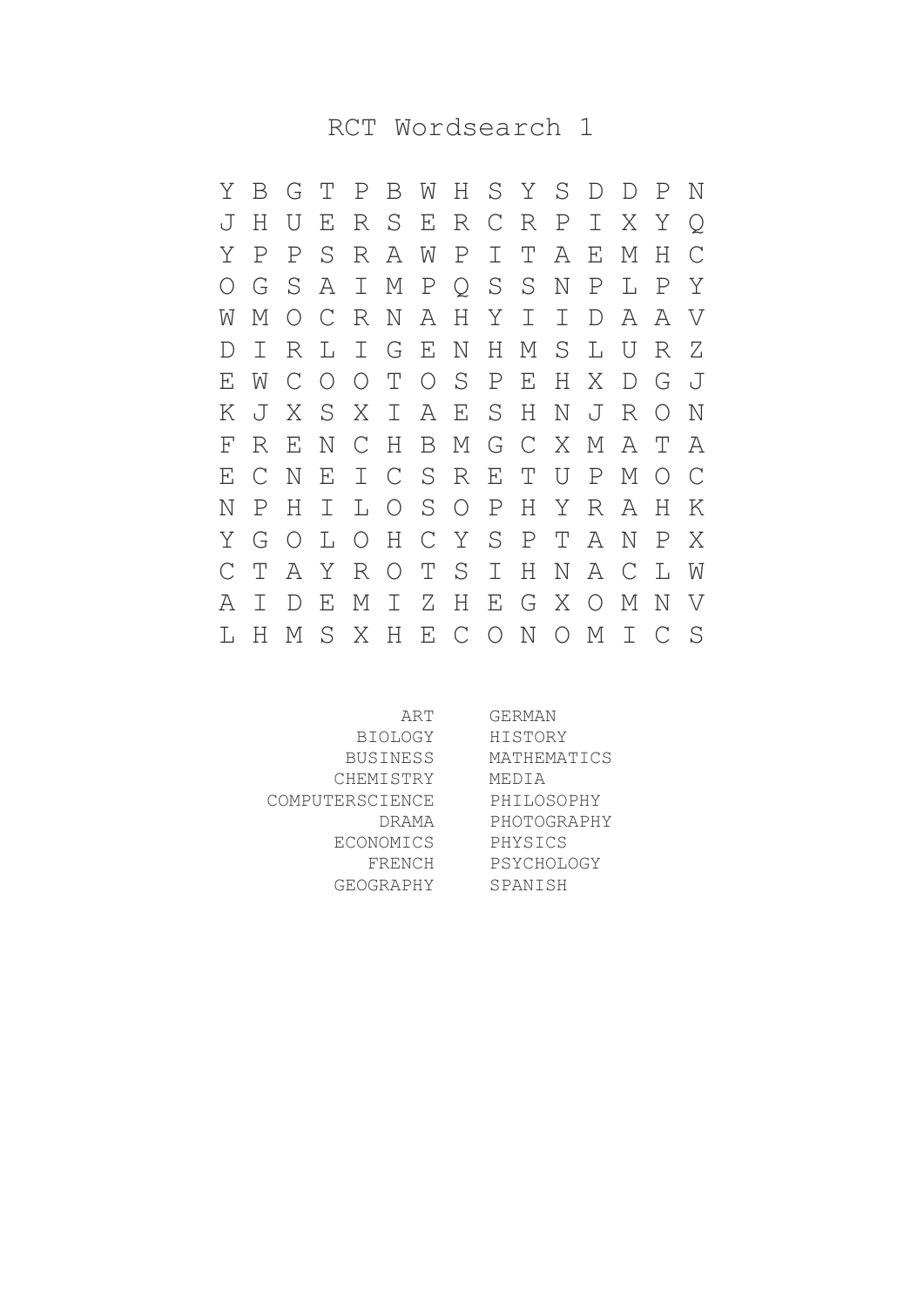# RCT Wordsearch 1

```
Y B G T P B W H S Y S D D P N
J H U E R S E R C R P I X Y Q
Y P P S R A W P I T A E M H C
O G S A I M P Q S S N P L P Y
W M O C R N A H Y I I D A A V
D I R L I G E N H M S L U R Z
E W C O O T O S P E H X D G J
K J X S X I A E S H N J R O N
F R E N C H B M G C X M A T A
E C N E I C S R E T U P M O C
N P H I L O S O P H Y R A H K
Y G O L O H C Y S P T A N P X
C T A Y R O T S I H N A C L W
A I D E M I Z H E G X O M N V
L H M S X H E C O N O M I C S
```

| | |
|---|---|
| ART | GERMAN |
| BIOLOGY | HISTORY |
| BUSINESS | MATHEMATICS |
| CHEMISTRY | MEDIA |
| COMPUTERSCIENCE | PHILOSOPHY |
| DRAMA | PHOTOGRAPHY |
| ECONOMICS | PHYSICS |
| FRENCH | PSYCHOLOGY |
| GEOGRAPHY | SPANISH |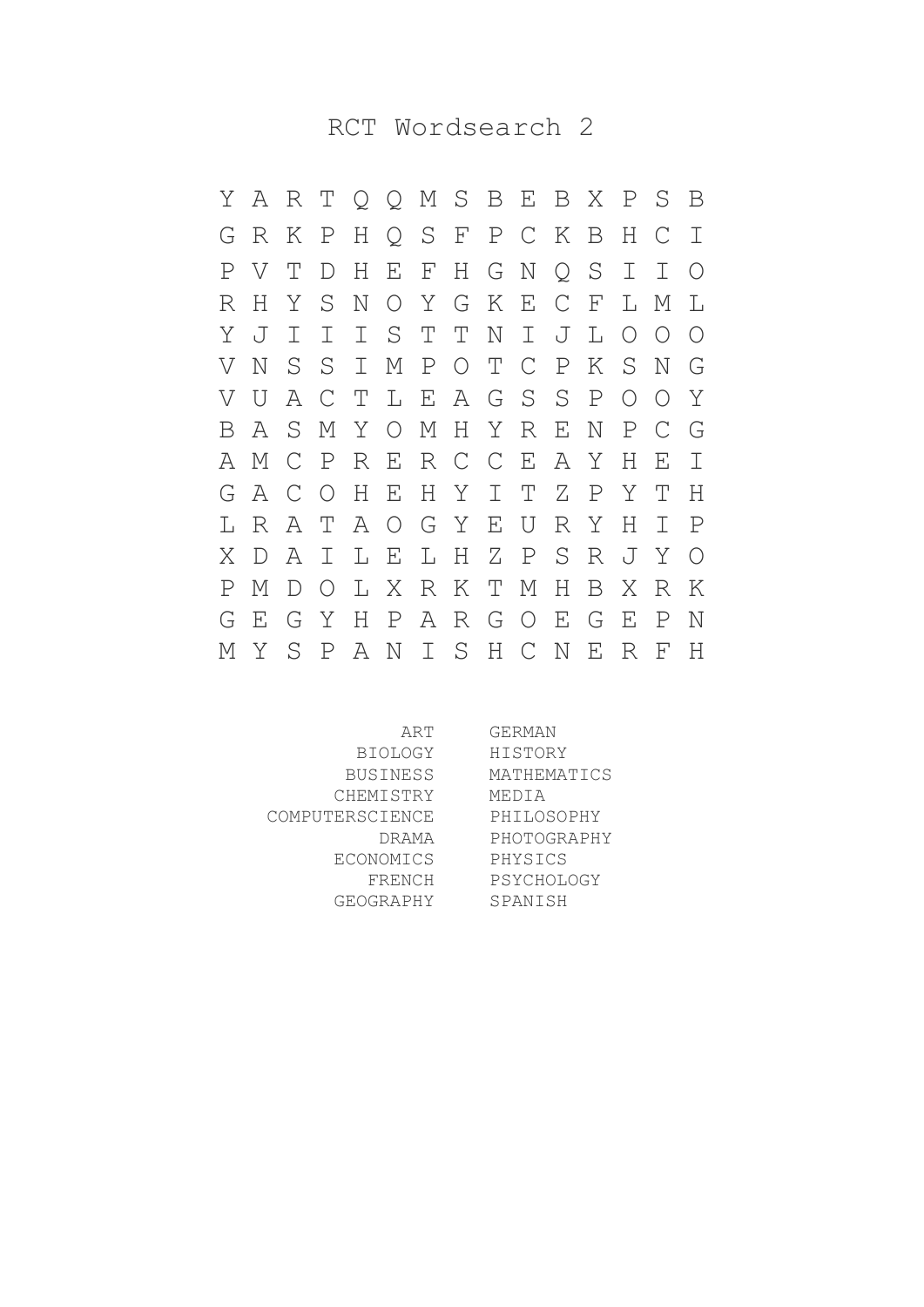# RCT Wordsearch 2

```
Y A R T Q Q M S B E B X P S B
G R K P H Q S F P C K B H C I
P V T D H E F H G N Q S I I O
R H Y S N O Y G K E C F L M L
Y J I I I S T T N I J L O O O
V N S S I M P O T C P K S N G
V U A C T L E A G S S P O O Y
B A S M Y O M H Y R E N P C G
A M C P R E R C C E A Y H E I
G A C O H E H Y I T Z P Y T H
L R A T A O G Y E U R Y H I P
X D A I L E L H Z P S R J Y O
P M D O L X R K T M H B X R K
G E G Y H P A R G O E G E P N
M Y S P A N I S H C N E R F H
```

| | |
|---:|:---|
| ART | GERMAN |
| BIOLOGY | HISTORY |
| BUSINESS | MATHEMATICS |
| CHEMISTRY | MEDIA |
| COMPUTERSCIENCE | PHILOSOPHY |
| DRAMA | PHOTOGRAPHY |
| ECONOMICS | PHYSICS |
| FRENCH | PSYCHOLOGY |
| GEOGRAPHY | SPANISH |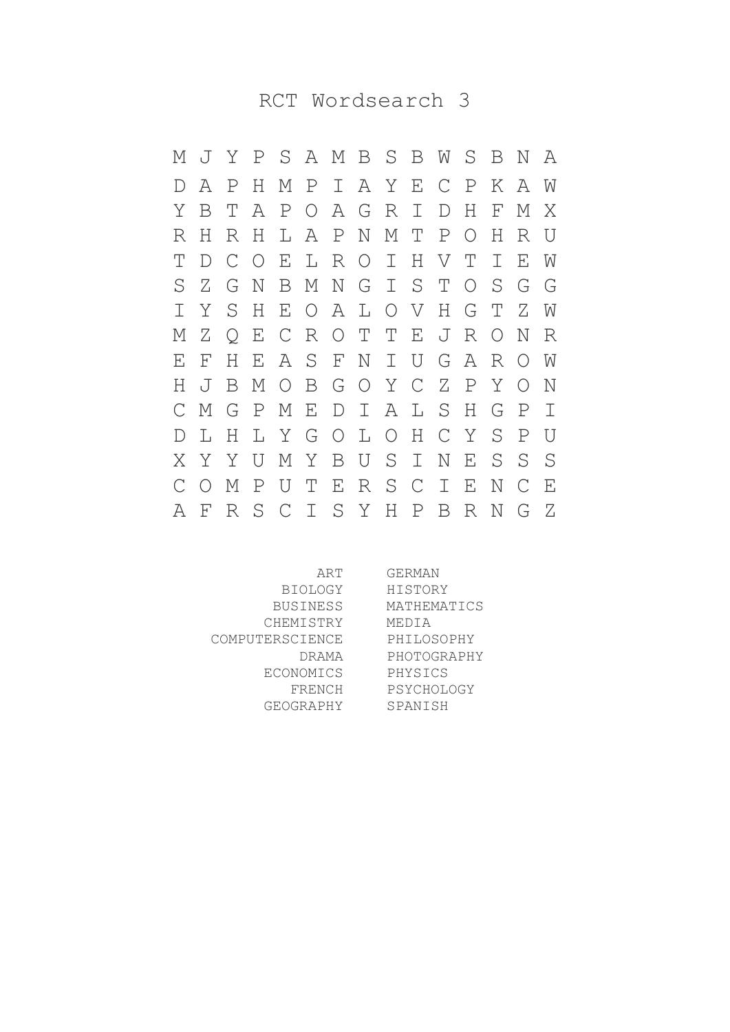# RCT Wordsearch 3

| | | | | | | | | | | | | | | |
|---|---|---|---|---|---|---|---|---|---|---|---|---|---|---|
| M | J | Y | P | S | A | M | B | S | B | W | S | B | N | A |
| D | A | P | H | M | P | I | A | Y | E | C | P | K | A | W |
| Y | B | T | A | P | O | A | G | R | I | D | H | F | M | X |
| R | H | R | H | L | A | P | N | M | T | P | O | H | R | U |
| T | D | C | O | E | L | R | O | I | H | V | T | I | E | W |
| S | Z | G | N | B | M | N | G | I | S | T | O | S | G | G |
| I | Y | S | H | E | O | A | L | O | V | H | G | T | Z | W |
| M | Z | Q | E | C | R | O | T | T | E | J | R | O | N | R |
| E | F | H | E | A | S | F | N | I | U | G | A | R | O | W |
| H | J | B | M | O | B | G | O | Y | C | Z | P | Y | O | N |
| C | M | G | P | M | E | D | I | A | L | S | H | G | P | I |
| D | L | H | L | Y | G | O | L | O | H | C | Y | S | P | U |
| X | Y | Y | U | M | Y | B | U | S | I | N | E | S | S | S |
| C | O | M | P | U | T | E | R | S | C | I | E | N | C | E |
| A | F | R | S | C | I | S | Y | H | P | B | R | N | G | Z |

ART
BIOLOGY
BUSINESS
CHEMISTRY
COMPUTERSCIENCE
DRAMA
ECONOMICS
FRENCH
GEOGRAPHY
GERMAN
HISTORY
MATHEMATICS
MEDIA
PHILOSOPHY
PHOTOGRAPHY
PHYSICS
PSYCHOLOGY
SPANISH